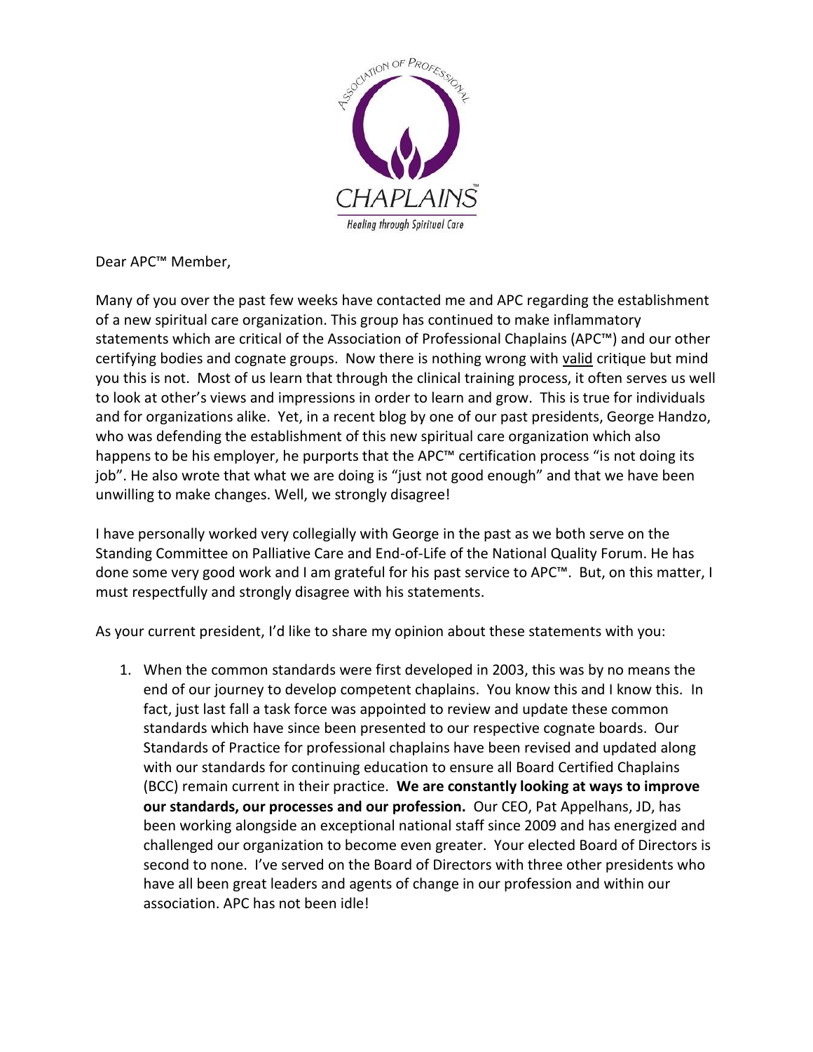Dear APC™ Member,

Many of you over the past few weeks have contacted me and APC regarding the establishment of a new spiritual care organization. This group has continued to make inflammatory statements which are critical of the Association of Professional Chaplains (APC™) and our other certifying bodies and cognate groups. Now there is nothing wrong with valid critique but mind you this is not. Most of us learn that through the clinical training process, it often serves us well to look at other's views and impressions in order to learn and grow. This is true for individuals and for organizations alike. Yet, in a recent blog by one of our past presidents, George Handzo, who was defending the establishment of this new spiritual care organization which also happens to be his employer, he purports that the APC™ certification process "is not doing its job". He also wrote that what we are doing is "just not good enough" and that we have been unwilling to make changes. Well, we strongly disagree!

I have personally worked very collegially with George in the past as we both serve on the Standing Committee on Palliative Care and End-of-Life of the National Quality Forum. He has done some very good work and I am grateful for his past service to APC™. But, on this matter, I must respectfully and strongly disagree with his statements.

As your current president, I'd like to share my opinion about these statements with you:

1. When the common standards were first developed in 2003, this was by no means the end of our journey to develop competent chaplains. You know this and I know this. In fact, just last fall a task force was appointed to review and update these common standards which have since been presented to our respective cognate boards. Our Standards of Practice for professional chaplains have been revised and updated along with our standards for continuing education to ensure all Board Certified Chaplains (BCC) remain current in their practice. **We are constantly looking at ways to improve our standards, our processes and our profession.** Our CEO, Pat Appelhans, JD, has been working alongside an exceptional national staff since 2009 and has energized and challenged our organization to become even greater. Your elected Board of Directors is second to none. I've served on the Board of Directors with three other presidents who have all been great leaders and agents of change in our profession and within our association. APC has not been idle!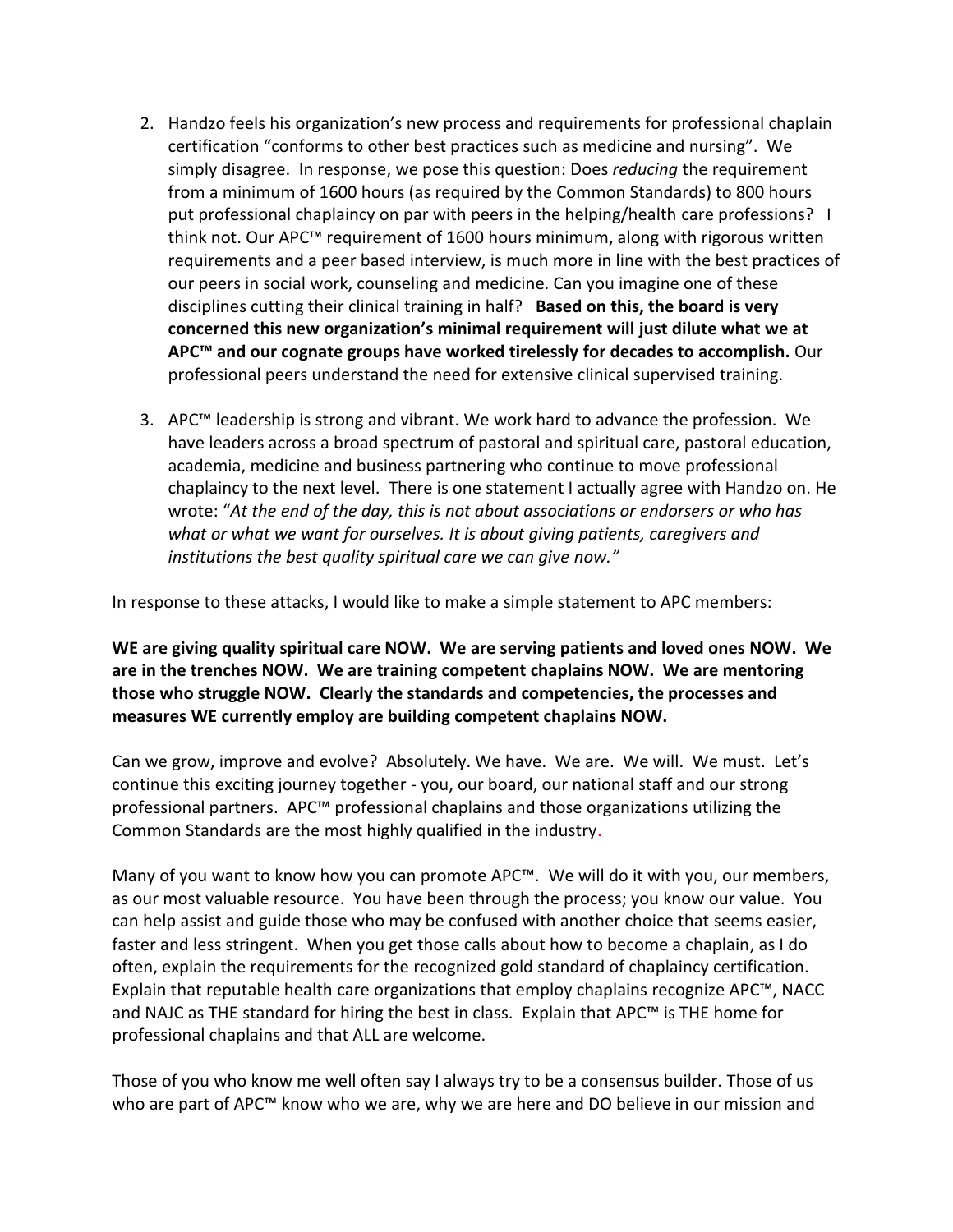2. Handzo feels his organization's new process and requirements for professional chaplain certification "conforms to other best practices such as medicine and nursing". We simply disagree. In response, we pose this question: Does *reducing* the requirement from a minimum of 1600 hours (as required by the Common Standards) to 800 hours put professional chaplaincy on par with peers in the helping/health care professions? I think not. Our APC™ requirement of 1600 hours minimum, along with rigorous written requirements and a peer based interview, is much more in line with the best practices of our peers in social work, counseling and medicine. Can you imagine one of these disciplines cutting their clinical training in half? **Based on this, the board is very concerned this new organization's minimal requirement will just dilute what we at APC™ and our cognate groups have worked tirelessly for decades to accomplish.** Our professional peers understand the need for extensive clinical supervised training.

3. APC™ leadership is strong and vibrant. We work hard to advance the profession. We have leaders across a broad spectrum of pastoral and spiritual care, pastoral education, academia, medicine and business partnering who continue to move professional chaplaincy to the next level. There is one statement I actually agree with Handzo on. He wrote: "*At the end of the day, this is not about associations or endorsers or who has what or what we want for ourselves. It is about giving patients, caregivers and institutions the best quality spiritual care we can give now.*"

In response to these attacks, I would like to make a simple statement to APC members:

**WE are giving quality spiritual care NOW. We are serving patients and loved ones NOW. We are in the trenches NOW. We are training competent chaplains NOW. We are mentoring those who struggle NOW. Clearly the standards and competencies, the processes and measures WE currently employ are building competent chaplains NOW.**

Can we grow, improve and evolve? Absolutely. We have. We are. We will. We must. Let's continue this exciting journey together - you, our board, our national staff and our strong professional partners. APC™ professional chaplains and those organizations utilizing the Common Standards are the most highly qualified in the industry.

Many of you want to know how you can promote APC™. We will do it with you, our members, as our most valuable resource. You have been through the process; you know our value. You can help assist and guide those who may be confused with another choice that seems easier, faster and less stringent. When you get those calls about how to become a chaplain, as I do often, explain the requirements for the recognized gold standard of chaplaincy certification. Explain that reputable health care organizations that employ chaplains recognize APC™, NACC and NAJC as THE standard for hiring the best in class. Explain that APC™ is THE home for professional chaplains and that ALL are welcome.

Those of you who know me well often say I always try to be a consensus builder. Those of us who are part of APC™ know who we are, why we are here and DO believe in our mission and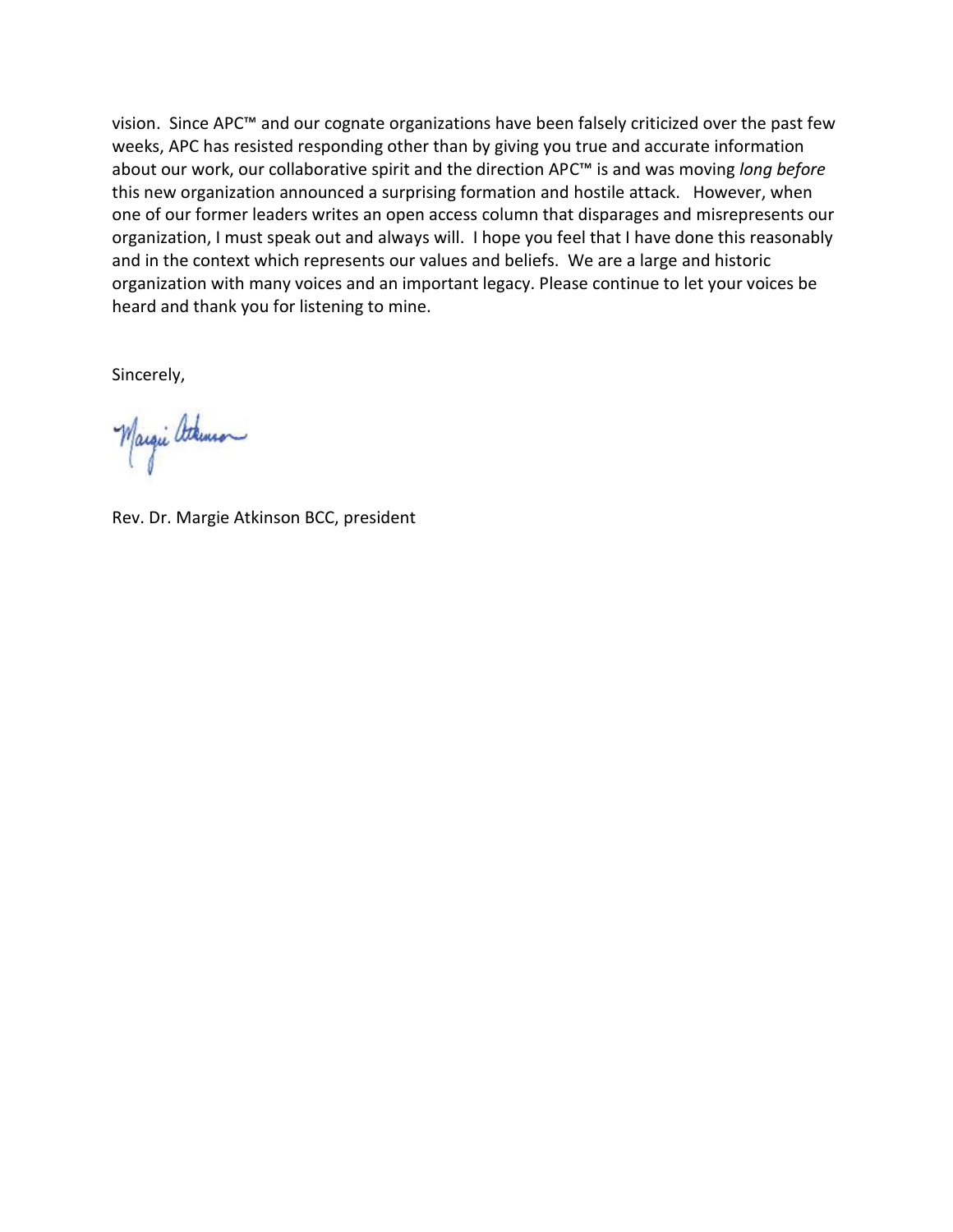vision. Since APC™ and our cognate organizations have been falsely criticized over the past few weeks, APC has resisted responding other than by giving you true and accurate information about our work, our collaborative spirit and the direction APC™ is and was moving *long before* this new organization announced a surprising formation and hostile attack. However, when one of our former leaders writes an open access column that disparages and misrepresents our organization, I must speak out and always will. I hope you feel that I have done this reasonably and in the context which represents our values and beliefs. We are a large and historic organization with many voices and an important legacy. Please continue to let your voices be heard and thank you for listening to mine.

Sincerely,

Margie Atkinson

Rev. Dr. Margie Atkinson BCC, president